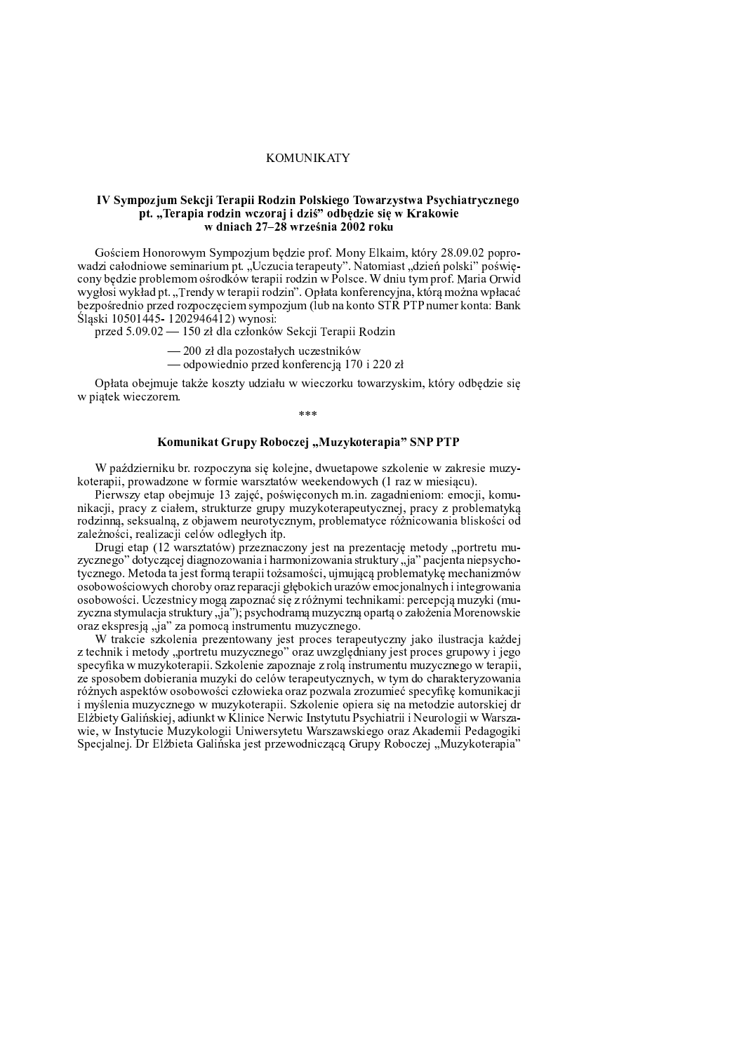# KOMUNIKATY

## IV Sympozjum Sekcji Terapii Rodzin Polskiego Towarzystwa Psychiatrycznego pt. „Terapia rodzin wczoraj i dziś" odbędzie się w Krakowie w dniach 27–28 września 2002 roku

Gościem Honorowym Sympozjum będzie prof. Mony Elkaim, który 28.09.02 poprowadzi całodniowe seminarium pt. „Uczucia terapeuty". Natomiast „dzień polski" poświęcony będzie problemom ośrodków terapii rodzin w Polsce. W dniu tym prof. Maria Orwid wygłosi wykład pt. „Trendy w terapii rodzin". Opłata konferencyjna, którą można wpłacać bezpośrednio przed rozpoczęciem sympozjum (lub na konto STR PTP numer konta: Bank Śląski 10501445- 1202946412) wynosi:

przed 5.09.02 — 150 zł dla członków Sekcji Terapii Rodzin

— 200 zł dla pozostałych uczestników

— odpowiednio przed konferencją 170 i 220 zł

Opłata obejmuje także koszty udziału w wieczorku towarzyskim, który odbędzie się w piątek wieczorem.

***

## Komunikat Grupy Roboczej „Muzykoterapia" SNP PTP

W październiku br. rozpoczyna się kolejne, dwuetapowe szkolenie w zakresie muzykoterapii, prowadzone w formie warsztatów weekendowych (1 raz w miesiącu).

Pierwszy etap obejmuje 13 zajęć, poświęconych m.in. zagadnieniom: emocji, komunikacji, pracy z ciałem, strukturze grupy muzykoterapeutycznej, pracy z problematyką rodzinną, seksualną, z objawem neurotycznym, problematyce różnicowania bliskości od zależności, realizacji celów odległych itp.

Drugi etap (12 warsztatów) przeznaczony jest na prezentację metody „portretu muzycznego" dotyczącej diagnozowania i harmonizowania struktury „ja" pacjenta niepsychotycznego. Metoda ta jest formą terapii tożsamości, ujmującą problematykę mechanizmów osobowościowych choroby oraz reparacji głębokich urazów emocjonalnych i integrowania osobowości. Uczestnicy mogą zapoznać się z różnymi technikami: percepcją muzyki (muzyczna stymulacja struktury „ja"); psychodramą muzyczną opartą o założenia Morenowskie oraz ekspresją „ja" za pomocą instrumentu muzycznego.

W trakcie szkolenia prezentowany jest proces terapeutyczny jako ilustracja każdej z technik i metody „portretu muzycznego" oraz uwzględniany jest proces grupowy i jego specyfika w muzykoterapii. Szkolenie zapoznaje z rolą instrumentu muzycznego w terapii, ze sposobem dobierania muzyki do celów terapeutycznych, w tym do charakteryzowania różnych aspektów osobowości człowieka oraz pozwala zrozumieć specyfikę komunikacji i myślenia muzycznego w muzykoterapii. Szkolenie opiera się na metodzie autorskiej dr Elżbiety Galińskiej, adiunkt w Klinice Nerwic Instytutu Psychiatrii i Neurologii w Warszawie, w Instytucie Muzykologii Uniwersytetu Warszawskiego oraz Akademii Pedagogiki Specjalnej. Dr Elżbieta Galińska jest przewodniczącą Grupy Roboczej „Muzykoterapia"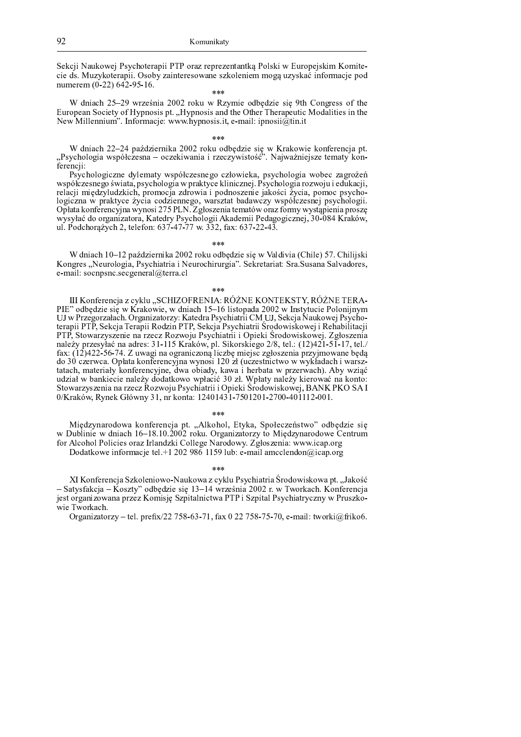Sekcji Naukowej Psychoterapii PTP oraz reprezentantką Polski w Europejskim Komitecie ds. Muzykoterapii. Osoby zainteresowane szkoleniem mogą uzyskać informacje pod numerem (0-22) 642-95-16.

\*\*\*

W dniach 25–29 września 2002 roku w Rzymie odbędzie się 9th Congress of the European Society of Hypnosis pt. „Hypnosis and the Other Therapeutic Modalities in the New Millennium". Informacje: www.hypnosis.it, e-mail: ipnosii@tin.it

\*\*\*

W dniach 22–24 października 2002 roku odbędzie się w Krakowie konferencja pt. „Psychologia współczesna – oczekiwania i rzeczywistość". Najważniejsze tematy konferencji:

Psychologiczne dylematy współczesnego człowieka, psychologia wobec zagrożeń współczesnego świata, psychologia w praktyce klinicznej. Psychologia rozwoju i edukacji, relacji międzyludzkich, promocja zdrowia i podnoszenie jakości życia, pomoc psychologiczna w praktyce życia codziennego, warsztat badawczy współczesnej psychologii. Opłata konferencyjna wynosi 275 PLN. Zgłoszenia tematów oraz formy wystąpienia proszę wysyłać do organizatora, Katedry Psychologii Akademii Pedagogicznej, 30-084 Kraków, ul. Podchorążych 2, telefon: 637-47-77 w. 332, fax: 637-22-43.

\*\*\*

W dniach 10–12 października 2002 roku odbędzie się w Valdivia (Chile) 57. Chilijski Kongres „Neurologia, Psychiatria i Neurochirurgia". Sekretariat: Sra.Susana Salvadores, e-mail: socnpsnc.secgeneral@terra.cl

\*\*\*

III Konferencja z cyklu „SCHIZOFRENIA: RÓŻNE KONTEKSTY, RÓŻNE TERAPIE" odbędzie się w Krakowie, w dniach 15–16 listopada 2002 w Instytucie Polonijnym UJ w Przegorzałach. Organizatorzy: Katedra Psychiatrii CM UJ, Sekcja Naukowej Psychoterapii PTP, Sekcja Terapii Rodzin PTP, Sekcja Psychiatrii Środowiskowej i Rehabilitacji PTP, Stowarzyszenie na rzecz Rozwoju Psychiatrii i Opieki Środowiskowej. Zgłoszenia należy przesyłać na adres: 31-115 Kraków, pl. Sikorskiego 2/8, tel.: (12)421-51-17, tel./fax: (12)422-56-74. Z uwagi na ograniczoną liczbę miejsc zgłoszenia przyjmowane będą do 30 czerwca. Opłata konferencyjna wynosi 120 zł (uczestnictwo w wykładach i warsztatach, materiały konferencyjne, dwa obiady, kawa i herbata w przerwach). Aby wziąć udział w bankiecie należy dodatkowo wpłacić 30 zł. Wpłaty należy kierować na konto: Stowarzyszenia na rzecz Rozwoju Psychiatrii i Opieki Środowiskowej, BANK PKO SA I 0/Kraków, Rynek Główny 31, nr konta: 12401431-7501201-2700-401112-001.

\*\*\*

Międzynarodowa konferencja pt. „Alkohol, Etyka, Społeczeństwo" odbędzie się w Dublinie w dniach 16–18.10.2002 roku. Organizatorzy to Międzynarodowe Centrum for Alcohol Policies oraz Irlandzki College Narodowy. Zgłoszenia: www.icap.org

Dodatkowe informacje tel.+1 202 986 1159 lub: e-mail amcclendon@icap.org

\*\*\*

XI Konferencja Szkoleniowo-Naukowa z cyklu Psychiatria Środowiskowa pt. „Jakość – Satysfakcja – Koszty" odbędzie się 13–14 września 2002 r. w Tworkach. Konferencja jest organizowana przez Komisję Szpitalnictwa PTP i Szpital Psychiatryczny w Pruszkowie Tworkach.

Organizatorzy – tel. prefix/22 758-63-71, fax 0 22 758-75-70, e-mail: tworki@friko6.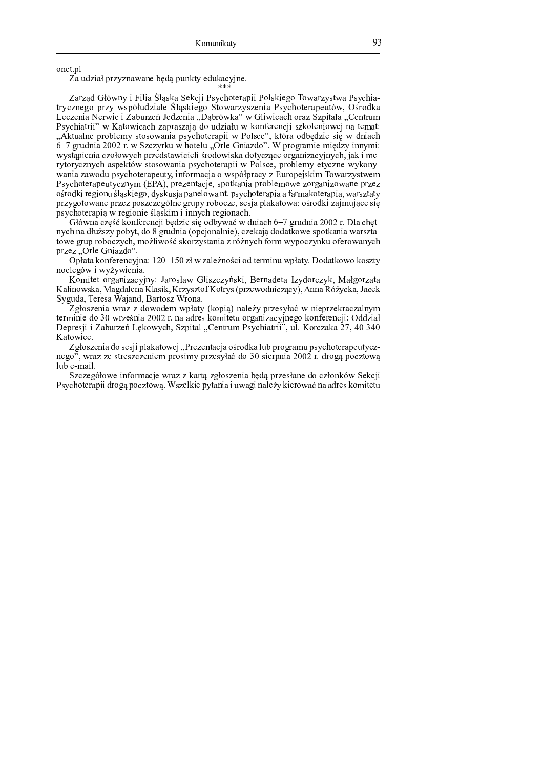onet.pl

Za udział przyznawane będą punkty edukacyjne.

\*\*\*

Zarząd Główny i Filia Śląska Sekcji Psychoterapii Polskiego Towarzystwa Psychiatrycznego przy współudziale Śląskiego Stowarzyszenia Psychoterapeutów, Ośrodka Leczenia Nerwic i Zaburzeń Jedzenia „Dąbrówka" w Gliwicach oraz Szpitala „Centrum Psychiatrii" w Katowicach zapraszają do udziału w konferencji szkoleniowej na temat: „Aktualne problemy stosowania psychoterapii w Polsce", która odbędzie się w dniach 6–7 grudnia 2002 r. w Szczyrku w hotelu „Orle Gniazdo". W programie między innymi: wystąpienia czołowych przedstawicieli środowiska dotyczące organizacyjnych, jak i merytorycznych aspektów stosowania psychoterapii w Polsce, problemy etyczne wykonywania zawodu psychoterapeuty, informacja o współpracy z Europejskim Towarzystwem Psychoterapeutycznym (EPA), prezentacje, spotkania problemowe zorganizowane przez ośrodki regionu śląskiego, dyskusja panelowa nt. psychoterapia a farmakoterapia, warsztaty przygotowane przez poszczególne grupy robocze, sesja plakatowa: ośrodki zajmujące się psychoterapią w regionie śląskim i innych regionach.

Główna część konferencji będzie się odbywać w dniach 6–7 grudnia 2002 r. Dla chętnych na dłuższy pobyt, do 8 grudnia (opcjonalnie), czekają dodatkowe spotkania warsztatowe grup roboczych, możliwość skorzystania z różnych form wypoczynku oferowanych przez „Orle Gniazdo".

Opłata konferencyjna: 120–150 zł w zależności od terminu wpłaty. Dodatkowo koszty noclegów i wyżywienia.

Komitet organizacyjny: Jarosław Gliszczyński, Bernadeta Izydorczyk, Małgorzata Kalinowska, Magdalena Klasik, Krzysztof Kotrys (przewodniczący), Anna Różycka, Jacek Syguda, Teresa Wajand, Bartosz Wrona.

Zgłoszenia wraz z dowodem wpłaty (kopią) należy przesyłać w nieprzekraczalnym terminie do 30 września 2002 r. na adres komitetu organizacyjnego konferencji: Oddział Depresji i Zaburzeń Lękowych, Szpital „Centrum Psychiatrii", ul. Korczaka 27, 40-340 Katowice.

Zgłoszenia do sesji plakatowej „Prezentacja ośrodka lub programu psychoterapeutycznego", wraz ze streszczeniem prosimy przesyłać do 30 sierpnia 2002 r. drogą pocztową lub e-mail.

Szczegółowe informacje wraz z kartą zgłoszenia będą przesłane do członków Sekcji Psychoterapii drogą pocztową. Wszelkie pytania i uwagi należy kierować na adres komitetu